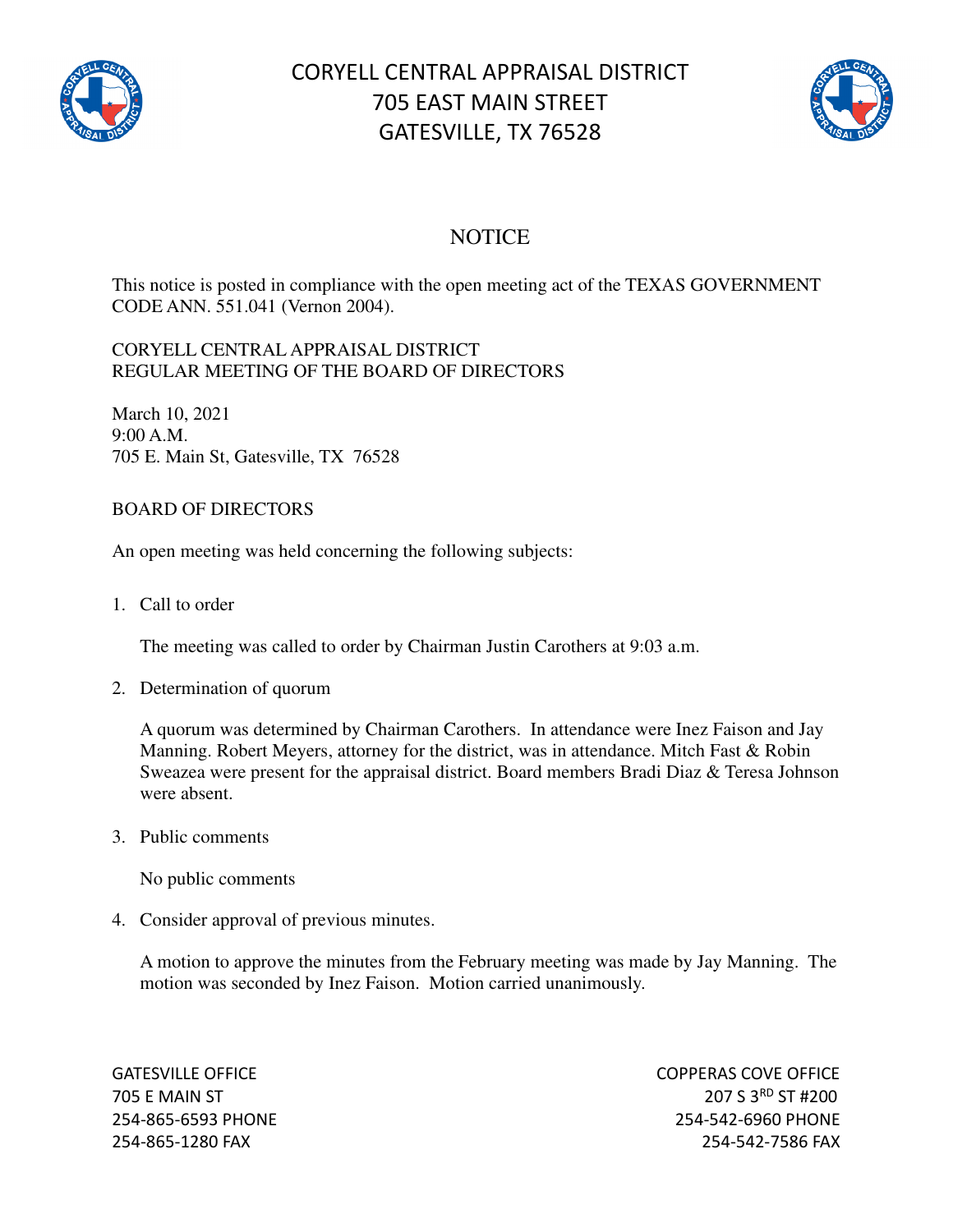# CORYELL CENTRAL APPRAISAL DISTRICT
## 705 EAST MAIN STREET
## GATESVILLE, TX 76528

## NOTICE

This notice is posted in compliance with the open meeting act of the TEXAS GOVERNMENT CODE ANN. 551.041 (Vernon 2004).

CORYELL CENTRAL APPRAISAL DISTRICT
REGULAR MEETING OF THE BOARD OF DIRECTORS

March 10, 2021
9:00 A.M.
705 E. Main St, Gatesville, TX 76528

BOARD OF DIRECTORS

An open meeting was held concerning the following subjects:

1. Call to order

   The meeting was called to order by Chairman Justin Carothers at 9:03 a.m.

2. Determination of quorum

   A quorum was determined by Chairman Carothers. In attendance were Inez Faison and Jay Manning. Robert Meyers, attorney for the district, was in attendance. Mitch Fast & Robin Sweazea were present for the appraisal district. Board members Bradi Diaz & Teresa Johnson were absent.

3. Public comments

   No public comments

4. Consider approval of previous minutes.

   A motion to approve the minutes from the February meeting was made by Jay Manning. The motion was seconded by Inez Faison. Motion carried unanimously.

GATESVILLE OFFICE
705 E MAIN ST
254-865-6593 PHONE
254-865-1280 FAX

COPPERAS COVE OFFICE
207 S 3RD ST #200
254-542-6960 PHONE
254-542-7586 FAX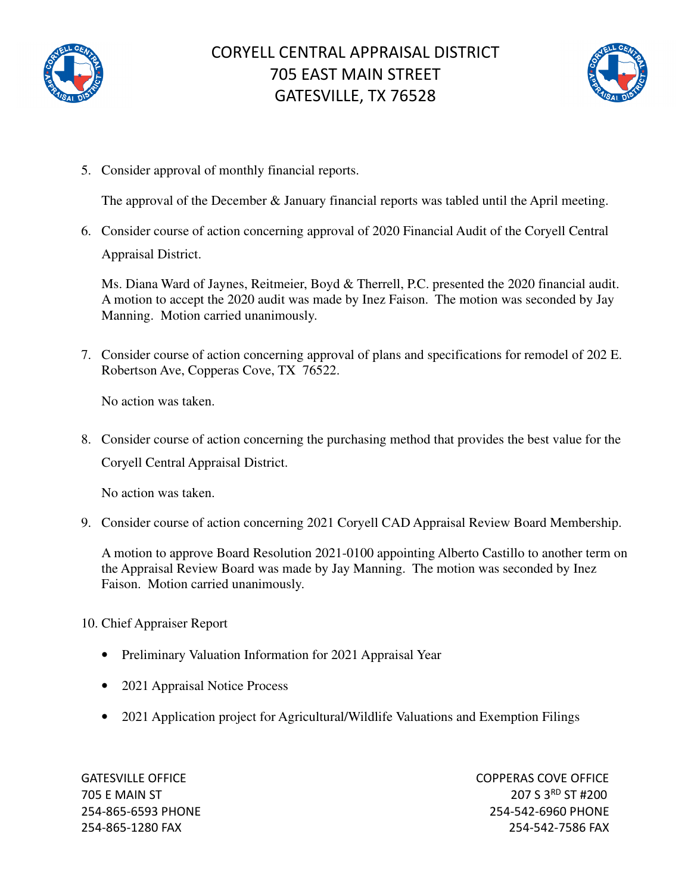5. Consider approval of monthly financial reports.

   The approval of the December & January financial reports was tabled until the April meeting.

6. Consider course of action concerning approval of 2020 Financial Audit of the Coryell Central Appraisal District.

   Ms. Diana Ward of Jaynes, Reitmeier, Boyd & Therrell, P.C. presented the 2020 financial audit. A motion to accept the 2020 audit was made by Inez Faison. The motion was seconded by Jay Manning. Motion carried unanimously.

7. Consider course of action concerning approval of plans and specifications for remodel of 202 E. Robertson Ave, Copperas Cove, TX 76522.

   No action was taken.

8. Consider course of action concerning the purchasing method that provides the best value for the Coryell Central Appraisal District.

   No action was taken.

9. Consider course of action concerning 2021 Coryell CAD Appraisal Review Board Membership.

   A motion to approve Board Resolution 2021-0100 appointing Alberto Castillo to another term on the Appraisal Review Board was made by Jay Manning. The motion was seconded by Inez Faison. Motion carried unanimously.

10. Chief Appraiser Report

    - Preliminary Valuation Information for 2021 Appraisal Year
    - 2021 Appraisal Notice Process
    - 2021 Application project for Agricultural/Wildlife Valuations and Exemption Filings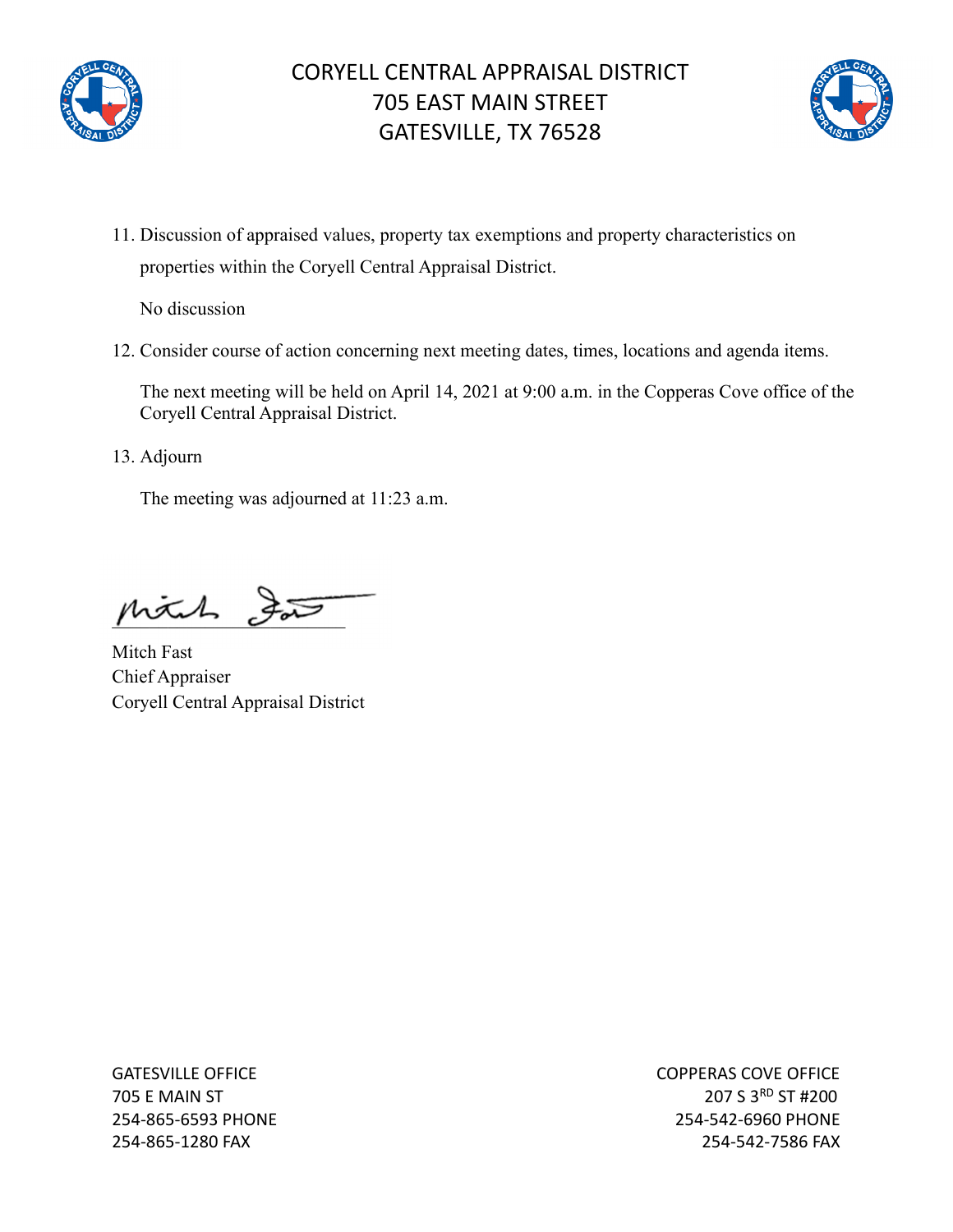# CORYELL CENTRAL APPRAISAL DISTRICT
705 EAST MAIN STREET
GATESVILLE, TX 76528

11. Discussion of appraised values, property tax exemptions and property characteristics on properties within the Coryell Central Appraisal District.

    No discussion

12. Consider course of action concerning next meeting dates, times, locations and agenda items.

    The next meeting will be held on April 14, 2021 at 9:00 a.m. in the Copperas Cove office of the Coryell Central Appraisal District.

13. Adjourn

    The meeting was adjourned at 11:23 a.m.

Mitch Fast
Chief Appraiser
Coryell Central Appraisal District

GATESVILLE OFFICE
705 E MAIN ST
254-865-6593 PHONE
254-865-1280 FAX

COPPERAS COVE OFFICE
207 S 3RD ST #200
254-542-6960 PHONE
254-542-7586 FAX